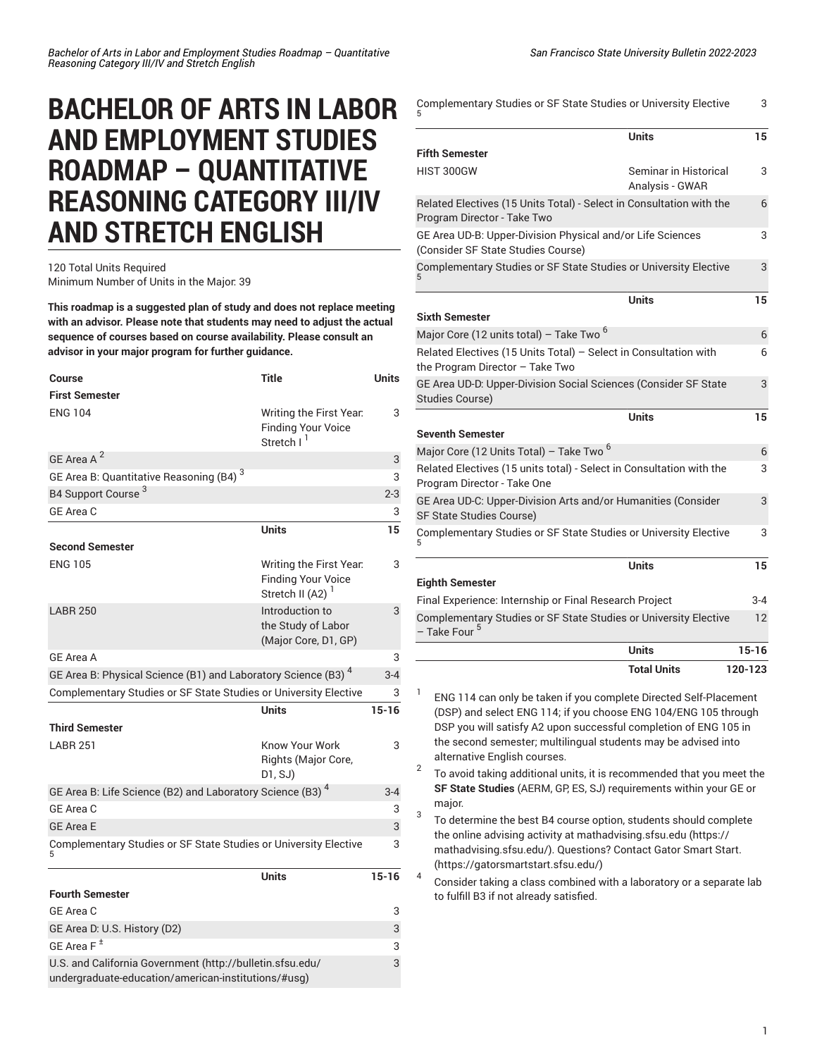# BACHELOR OF ARTS IN LABOR AND EMPLOYMENT STUDIES ROADMAP – QUANTITATIVE REASONING CATEGORY III/IV AND STRETCH ENGLISH

120 Total Units Required
Minimum Number of Units in the Major: 39

**This roadmap is a suggested plan of study and does not replace meeting with an advisor. Please note that students may need to adjust the actual sequence of courses based on course availability. Please consult an advisor in your major program for further guidance.**

| Course | Title | Units |
|---|---|---|
| **First Semester** | | |
| ENG 104 | Writing the First Year: Finding Your Voice Stretch I [1] | 3 |
| GE Area A [2] | | 3 |
| GE Area B: Quantitative Reasoning (B4) [3] | | 3 |
| B4 Support Course [3] | | 2-3 |
| GE Area C | | 3 |
| | **Units** | **15** |
| **Second Semester** | | |
| ENG 105 | Writing the First Year: Finding Your Voice Stretch II (A2) [1] | 3 |
| LABR 250 | Introduction to the Study of Labor (Major Core, D1, GP) | 3 |
| GE Area A | | 3 |
| GE Area B: Physical Science (B1) and Laboratory Science (B3) [4] | | 3-4 |
| Complementary Studies or SF State Studies or University Elective | | 3 |
| | **Units** | **15-16** |
| **Third Semester** | | |
| LABR 251 | Know Your Work Rights (Major Core, D1, SJ) | 3 |
| GE Area B: Life Science (B2) and Laboratory Science (B3) [4] | | 3-4 |
| GE Area C | | 3 |
| GE Area E | | 3 |
| Complementary Studies or SF State Studies or University Elective [5] | | 3 |
| | **Units** | **15-16** |
| **Fourth Semester** | | |
| GE Area C | | 3 |
| GE Area D: U.S. History (D2) | | 3 |
| GE Area F ± | | 3 |
| U.S. and California Government (http://bulletin.sfsu.edu/undergraduate-education/american-institutions/#usg) | | 3 |
| Complementary Studies or SF State Studies or University Elective [5] | | 3 |
| | **Units** | **15** |
| **Fifth Semester** | | |
| HIST 300GW | Seminar in Historical Analysis - GWAR | 3 |
| Related Electives (15 Units Total) - Select in Consultation with the Program Director - Take Two | | 6 |
| GE Area UD-B: Upper-Division Physical and/or Life Sciences (Consider SF State Studies Course) | | 3 |
| Complementary Studies or SF State Studies or University Elective [5] | | 3 |
| | **Units** | **15** |
| **Sixth Semester** | | |
| Major Core (12 units total) – Take Two [6] | | 6 |
| Related Electives (15 Units Total) – Select in Consultation with the Program Director – Take Two | | 6 |
| GE Area UD-D: Upper-Division Social Sciences (Consider SF State Studies Course) | | 3 |
| | **Units** | **15** |
| **Seventh Semester** | | |
| Major Core (12 Units Total) – Take Two [6] | | 6 |
| Related Electives (15 units total) - Select in Consultation with the Program Director - Take One | | 3 |
| GE Area UD-C: Upper-Division Arts and/or Humanities (Consider SF State Studies Course) | | 3 |
| Complementary Studies or SF State Studies or University Elective [5] | | 3 |
| | **Units** | **15** |
| **Eighth Semester** | | |
| Final Experience: Internship or Final Research Project | | 3-4 |
| Complementary Studies or SF State Studies or University Elective – Take Four [5] | | 12 |
| | **Units** | **15-16** |
| | **Total Units** | **120-123** |

1. ENG 114 can only be taken if you complete Directed Self-Placement (DSP) and select ENG 114; if you choose ENG 104/ENG 105 through DSP you will satisfy A2 upon successful completion of ENG 105 in the second semester; multilingual students may be advised into alternative English courses.
2. To avoid taking additional units, it is recommended that you meet the **SF State Studies** (AERM, GP, ES, SJ) requirements within your GE or major.
3. To determine the best B4 course option, students should complete the online advising activity at mathadvising.sfsu.edu (https://mathadvising.sfsu.edu/). Questions? Contact Gator Smart Start. (https://gatorsmartstart.sfsu.edu/)
4. Consider taking a class combined with a laboratory or a separate lab to fulfill B3 if not already satisfied.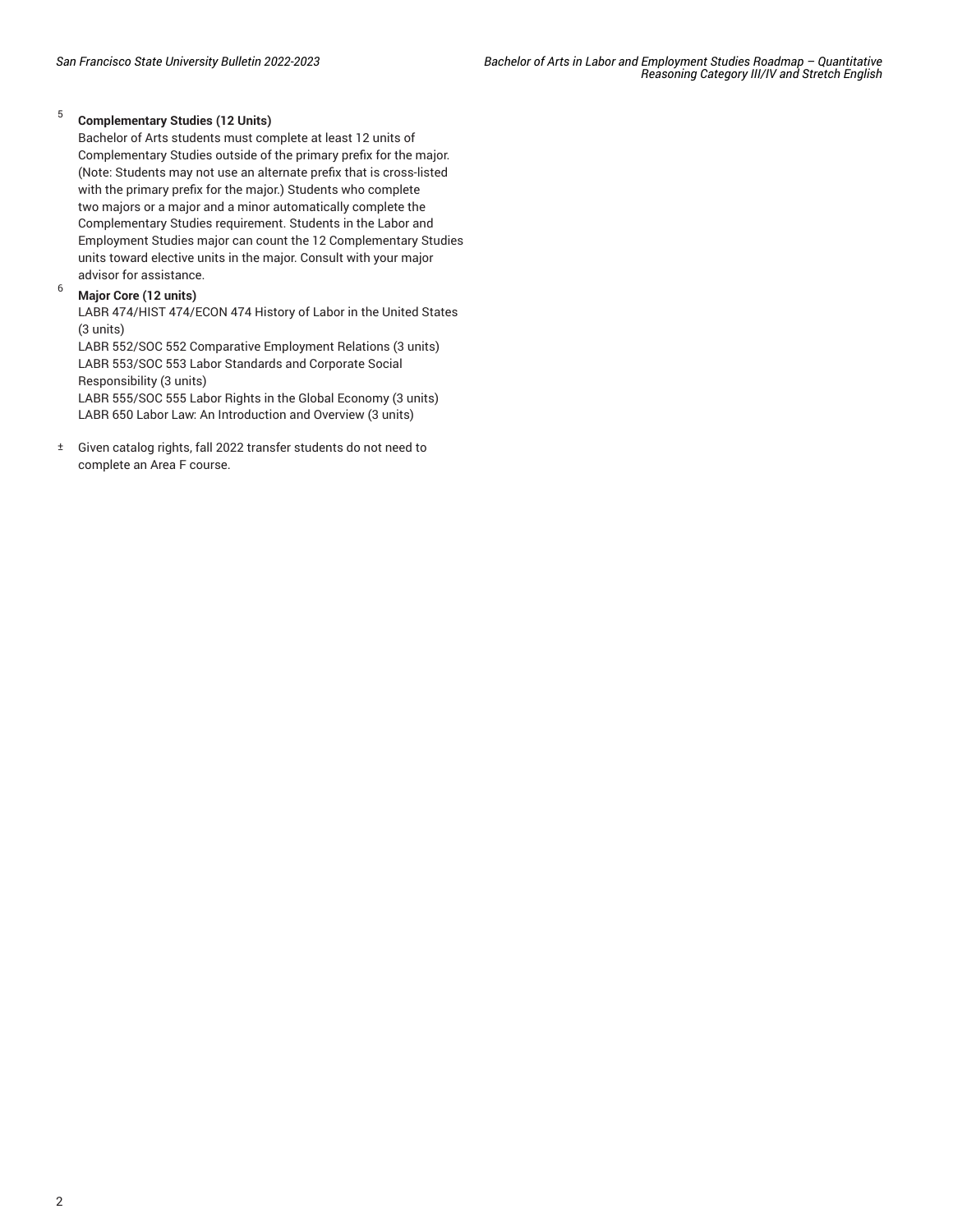[5] **Complementary Studies (12 Units)**

Bachelor of Arts students must complete at least 12 units of Complementary Studies outside of the primary prefix for the major. (Note: Students may not use an alternate prefix that is cross-listed with the primary prefix for the major.) Students who complete two majors or a major and a minor automatically complete the Complementary Studies requirement. Students in the Labor and Employment Studies major can count the 12 Complementary Studies units toward elective units in the major. Consult with your major advisor for assistance.

[6] **Major Core (12 units)**

LABR 474/HIST 474/ECON 474 History of Labor in the United States (3 units)
LABR 552/SOC 552 Comparative Employment Relations (3 units)
LABR 553/SOC 553 Labor Standards and Corporate Social Responsibility (3 units)
LABR 555/SOC 555 Labor Rights in the Global Economy (3 units)
LABR 650 Labor Law: An Introduction and Overview (3 units)

± Given catalog rights, fall 2022 transfer students do not need to complete an Area F course.